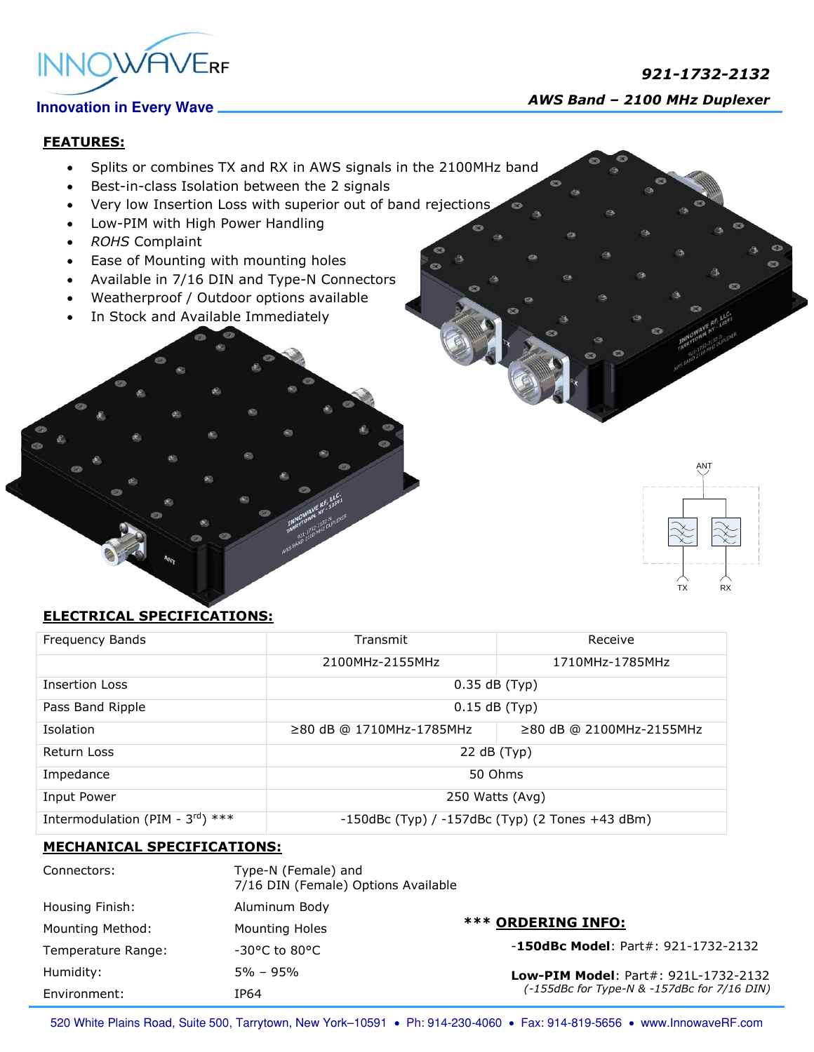INNOWAVE RF

Innovation in Every Wave

**921-1732-2132**

***AWS Band – 2100 MHz Duplexer***

## FEATURES:

- Splits or combines TX and RX in AWS signals in the 2100MHz band
- Best-in-class Isolation between the 2 signals
- Very low Insertion Loss with superior out of band rejections
- Low-PIM with High Power Handling
- *ROHS* Complaint
- Ease of Mounting with mounting holes
- Available in 7/16 DIN and Type-N Connectors
- Weatherproof / Outdoor options available
- In Stock and Available Immediately

ANT

TX RX

## ELECTRICAL SPECIFICATIONS:

| Frequency Bands | Transmit | Receive |
|---|---|---|
| | 2100MHz-2155MHz | 1710MHz-1785MHz |
| Insertion Loss | 0.35 dB (Typ) | |
| Pass Band Ripple | 0.15 dB (Typ) | |
| Isolation | ≥80 dB @ 1710MHz-1785MHz | ≥80 dB @ 2100MHz-2155MHz |
| Return Loss | 22 dB (Typ) | |
| Impedance | 50 Ohms | |
| Input Power | 250 Watts (Avg) | |
| Intermodulation (PIM - 3rd) *** | -150dBc (Typ) / -157dBc (Typ) (2 Tones +43 dBm) | |

## MECHANICAL SPECIFICATIONS:

| | |
|---|---|
| Connectors: | Type-N (Female) and 7/16 DIN (Female) Options Available |
| Housing Finish: | Aluminum Body |
| Mounting Method: | Mounting Holes |
| Temperature Range: | -30°C to 80°C |
| Humidity: | 5% – 95% |
| Environment: | IP64 |

### *** ORDERING INFO:

-**150dBc Model**: Part#: 921-1732-2132

**Low-PIM Model**: Part#: 921L-1732-2132
*(-155dBc for Type-N & -157dBc for 7/16 DIN)*

520 White Plains Road, Suite 500, Tarrytown, New York–10591 • Ph: 914-230-4060 • Fax: 914-819-5656 • www.InnowaveRF.com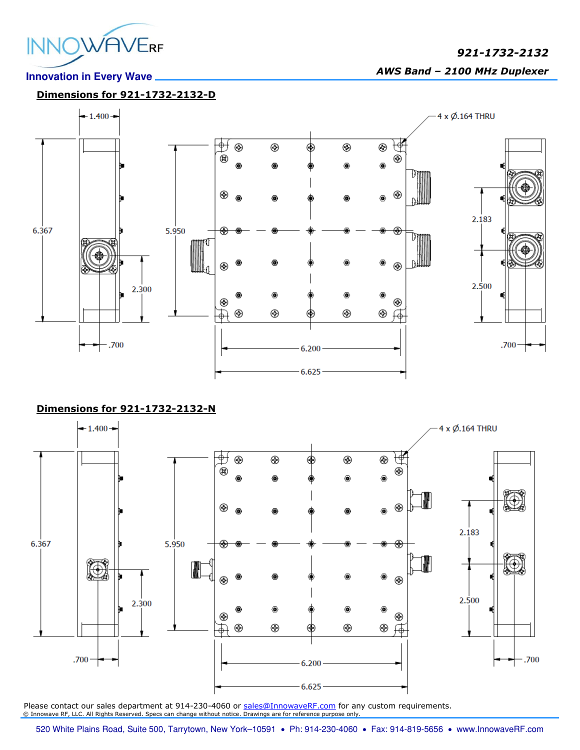# 921-1732-2132

## AWS Band – 2100 MHz Duplexer

Innovation in Every Wave

### Dimensions for 921-1732-2132-D

1.400
6.367
2.300
.700
5.950
4 x Ø.164 THRU
6.200
6.625
2.183
2.500
.700

### Dimensions for 921-1732-2132-N

1.400
6.367
2.300
.700
5.950
4 x Ø.164 THRU
6.200
6.625
2.183
2.500
.700

Please contact our sales department at 914-230-4060 or sales@InnowaveRF.com for any custom requirements.

© Innowave RF, LLC. All Rights Reserved. Specs can change without notice. Drawings are for reference purpose only.

520 White Plains Road, Suite 500, Tarrytown, New York–10591 • Ph: 914-230-4060 • Fax: 914-819-5656 • www.InnowaveRF.com